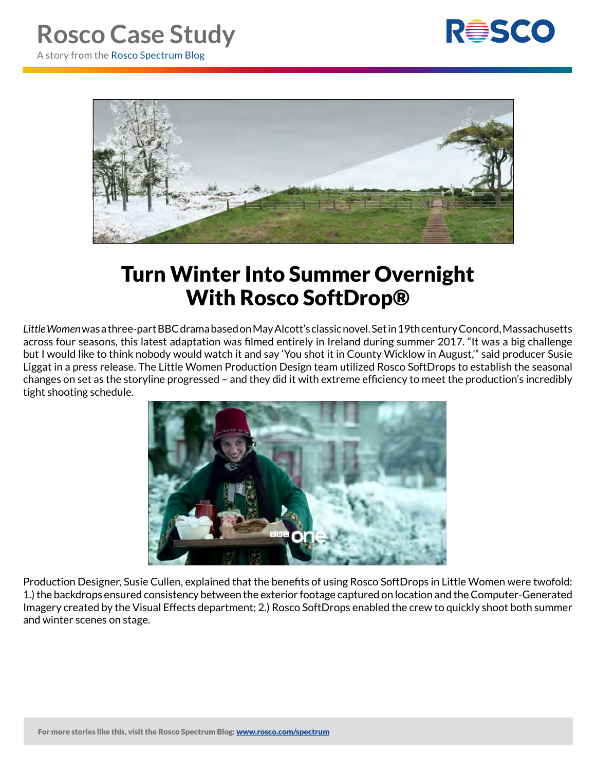# Rosco Case Study

A story from the Rosco Spectrum Blog

# Turn Winter Into Summer Overnight With Rosco SoftDrop®

*Little Women* was a three-part BBC drama based on May Alcott's classic novel. Set in 19th century Concord, Massachusetts across four seasons, this latest adaptation was filmed entirely in Ireland during summer 2017. "It was a big challenge but I would like to think nobody would watch it and say 'You shot it in County Wicklow in August,'" said producer Susie Liggat in a press release. The Little Women Production Design team utilized Rosco SoftDrops to establish the seasonal changes on set as the storyline progressed – and they did it with extreme efficiency to meet the production's incredibly tight shooting schedule.

Production Designer, Susie Cullen, explained that the benefits of using Rosco SoftDrops in Little Women were twofold: 1.) the backdrops ensured consistency between the exterior footage captured on location and the Computer-Generated Imagery created by the Visual Effects department; 2.) Rosco SoftDrops enabled the crew to quickly shoot both summer and winter scenes on stage.

**For more stories like this, visit the Rosco Spectrum Blog: www.rosco.com/spectrum**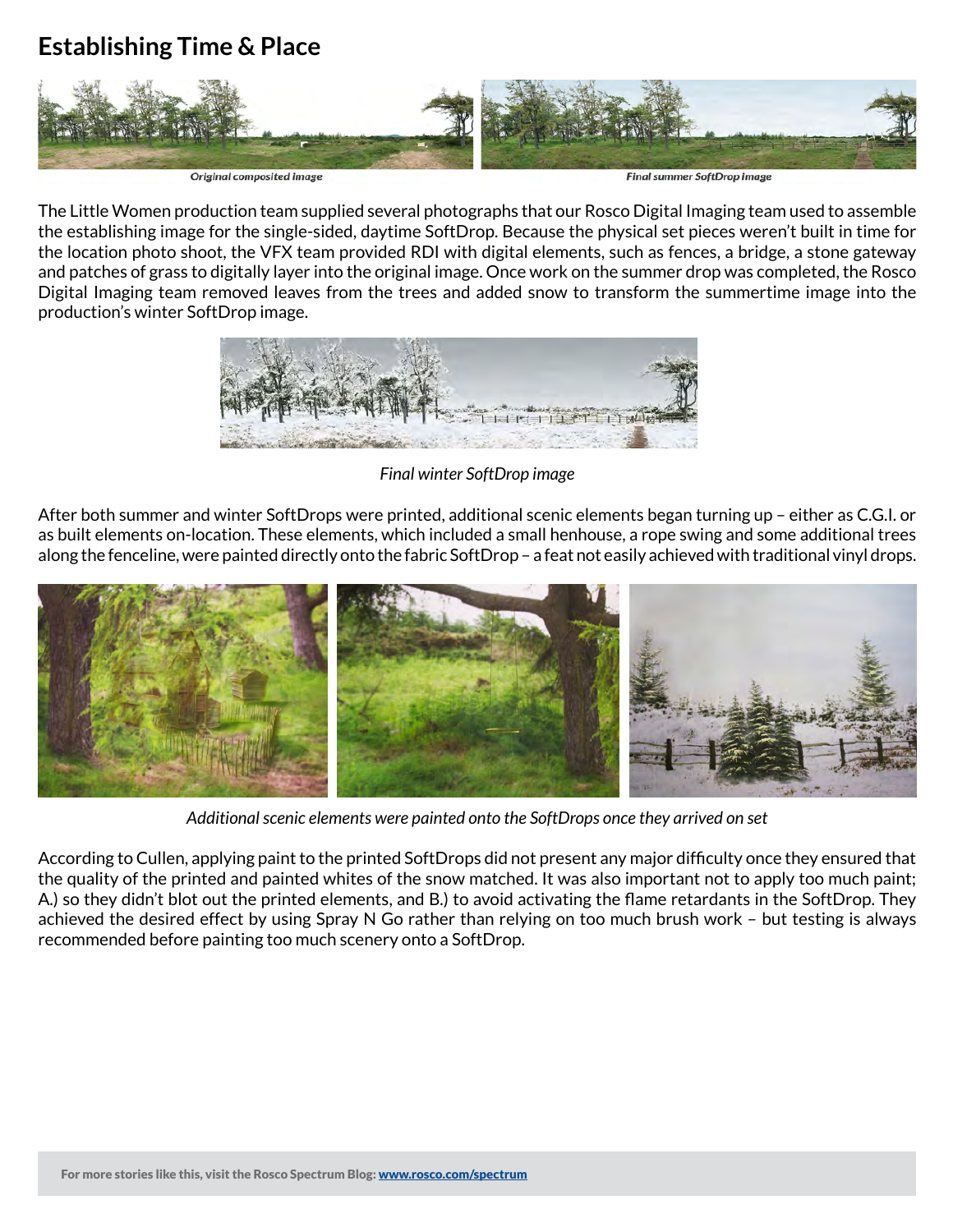## Establishing Time & Place

Original composited image

Final summer SoftDrop image

The Little Women production team supplied several photographs that our Rosco Digital Imaging team used to assemble the establishing image for the single-sided, daytime SoftDrop. Because the physical set pieces weren't built in time for the location photo shoot, the VFX team provided RDI with digital elements, such as fences, a bridge, a stone gateway and patches of grass to digitally layer into the original image. Once work on the summer drop was completed, the Rosco Digital Imaging team removed leaves from the trees and added snow to transform the summertime image into the production's winter SoftDrop image.

*Final winter SoftDrop image*

After both summer and winter SoftDrops were printed, additional scenic elements began turning up – either as C.G.I. or as built elements on-location. These elements, which included a small henhouse, a rope swing and some additional trees along the fenceline, were painted directly onto the fabric SoftDrop – a feat not easily achieved with traditional vinyl drops.

*Additional scenic elements were painted onto the SoftDrops once they arrived on set*

According to Cullen, applying paint to the printed SoftDrops did not present any major difficulty once they ensured that the quality of the printed and painted whites of the snow matched. It was also important not to apply too much paint; A.) so they didn't blot out the printed elements, and B.) to avoid activating the flame retardants in the SoftDrop. They achieved the desired effect by using Spray N Go rather than relying on too much brush work – but testing is always recommended before painting too much scenery onto a SoftDrop.

**For more stories like this, visit the Rosco Spectrum Blog: [www.rosco.com/spectrum](www.rosco.com/spectrum)**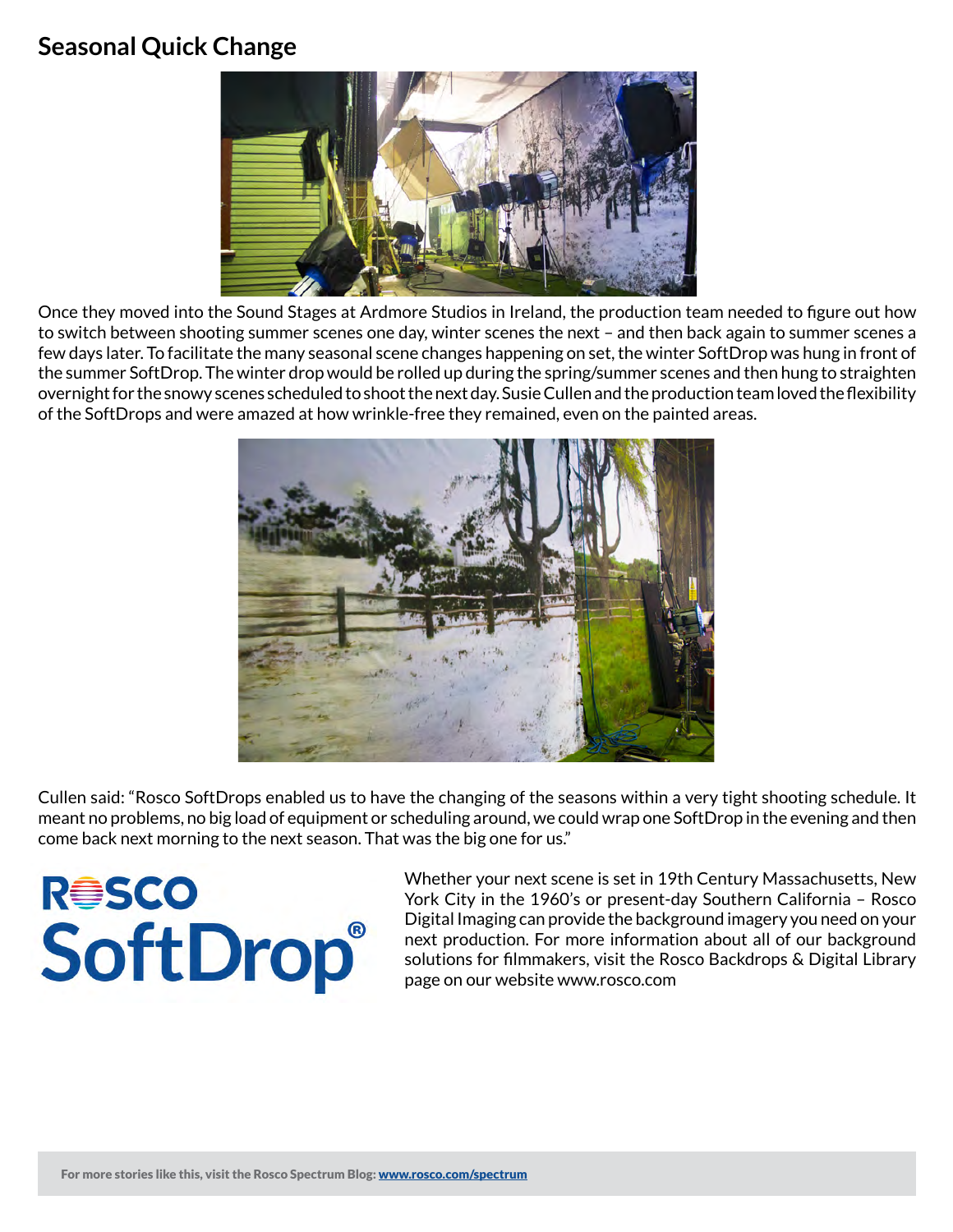## Seasonal Quick Change

Once they moved into the Sound Stages at Ardmore Studios in Ireland, the production team needed to figure out how to switch between shooting summer scenes one day, winter scenes the next – and then back again to summer scenes a few days later. To facilitate the many seasonal scene changes happening on set, the winter SoftDrop was hung in front of the summer SoftDrop. The winter drop would be rolled up during the spring/summer scenes and then hung to straighten overnight for the snowy scenes scheduled to shoot the next day. Susie Cullen and the production team loved the flexibility of the SoftDrops and were amazed at how wrinkle-free they remained, even on the painted areas.

Cullen said: "Rosco SoftDrops enabled us to have the changing of the seasons within a very tight shooting schedule. It meant no problems, no big load of equipment or scheduling around, we could wrap one SoftDrop in the evening and then come back next morning to the next season. That was the big one for us."

ROSCO SoftDrop®

Whether your next scene is set in 19th Century Massachusetts, New York City in the 1960's or present-day Southern California – Rosco Digital Imaging can provide the background imagery you need on your next production. For more information about all of our background solutions for filmmakers, visit the Rosco Backdrops & Digital Library page on our website www.rosco.com

**For more stories like this, visit the Rosco Spectrum Blog: www.rosco.com/spectrum**